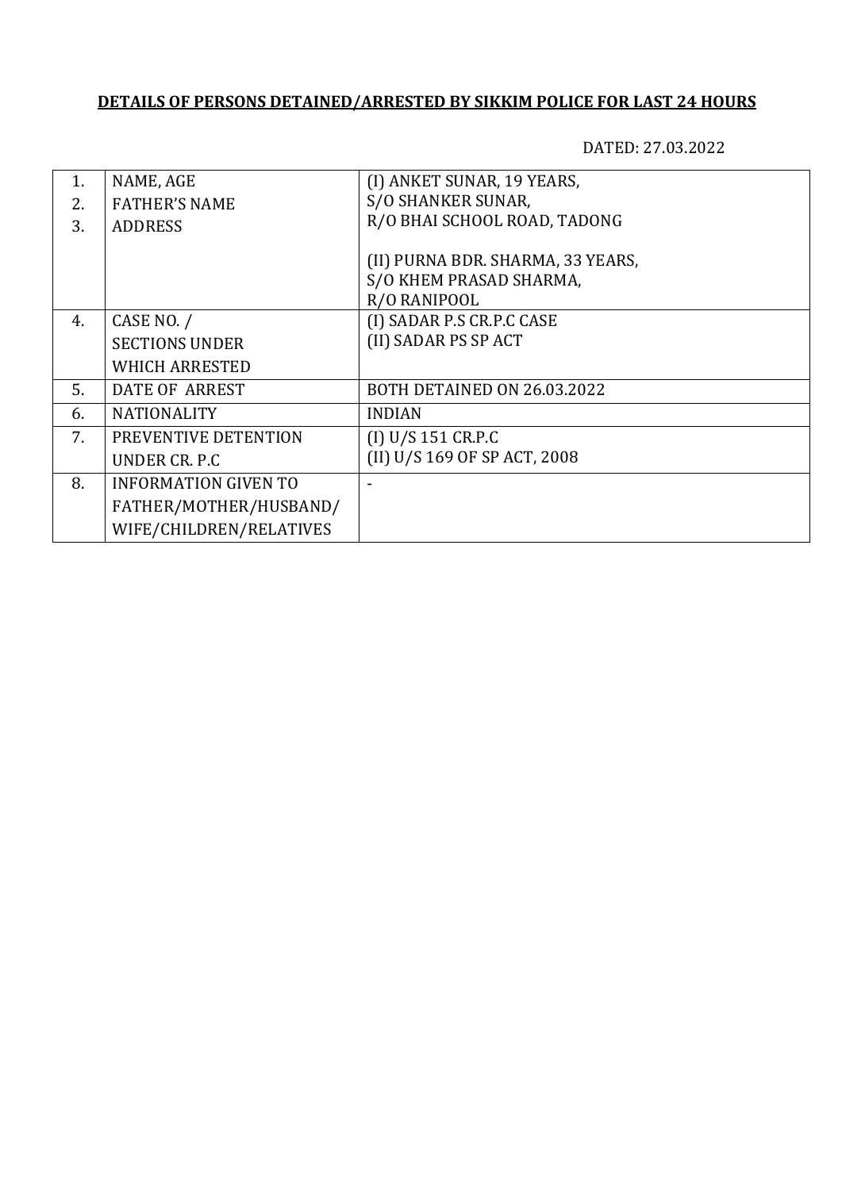**DETAILS OF PERSONS DETAINED/ARRESTED BY SIKKIM POLICE FOR LAST 24 HOURS**

DATED: 27.03.2022

| | | |
|---|---|---|
| 1.<br>2.<br>3. | NAME, AGE<br>FATHER'S NAME<br>ADDRESS | (I) ANKET SUNAR, 19 YEARS,<br>S/O SHANKER SUNAR,<br>R/O BHAI SCHOOL ROAD, TADONG<br><br>(II) PURNA BDR. SHARMA, 33 YEARS,<br>S/O KHEM PRASAD SHARMA,<br>R/O RANIPOOL |
| 4. | CASE NO. /<br>SECTIONS UNDER<br>WHICH ARRESTED | (I) SADAR P.S CR.P.C CASE<br>(II) SADAR PS SP ACT |
| 5. | DATE OF ARREST | BOTH DETAINED ON 26.03.2022 |
| 6. | NATIONALITY | INDIAN |
| 7. | PREVENTIVE DETENTION<br>UNDER CR. P.C | (I) U/S 151 CR.P.C<br>(II) U/S 169 OF SP ACT, 2008 |
| 8. | INFORMATION GIVEN TO<br>FATHER/MOTHER/HUSBAND/<br>WIFE/CHILDREN/RELATIVES | - |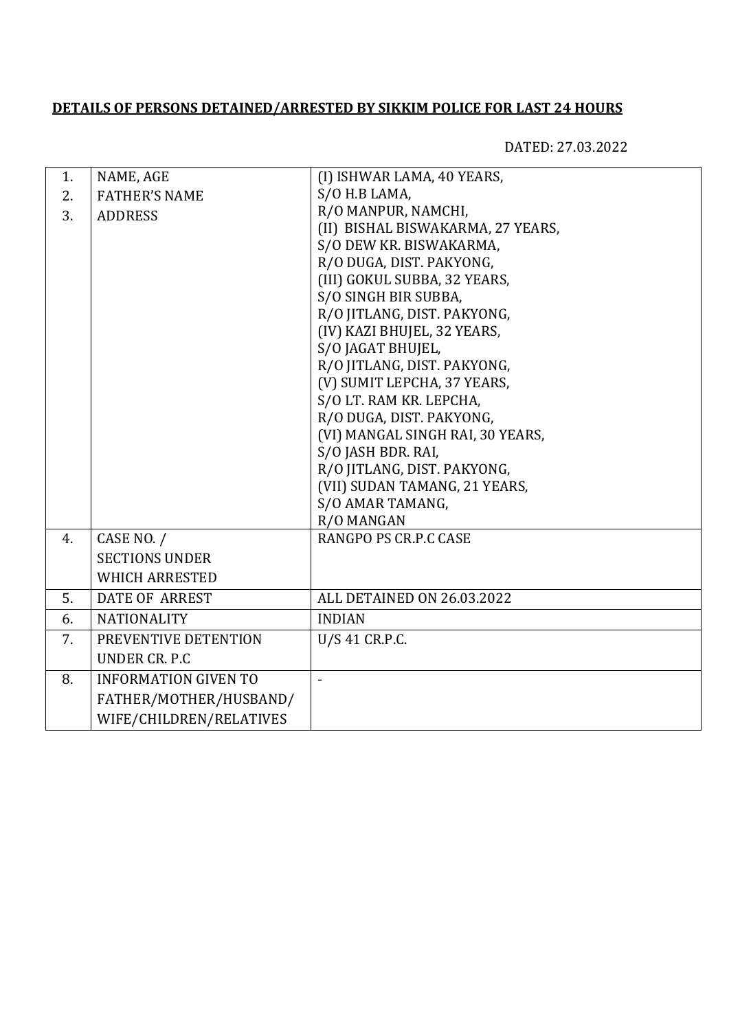**DETAILS OF PERSONS DETAINED/ARRESTED BY SIKKIM POLICE FOR LAST 24 HOURS**

DATED: 27.03.2022

| | | |
|---|---|---|
| 1.<br>2.<br>3. | NAME, AGE<br>FATHER'S NAME<br>ADDRESS | (I) ISHWAR LAMA, 40 YEARS,<br>S/O H.B LAMA,<br>R/O MANPUR, NAMCHI,<br>(II) BISHAL BISWAKARMA, 27 YEARS,<br>S/O DEW KR. BISWAKARMA,<br>R/O DUGA, DIST. PAKYONG,<br>(III) GOKUL SUBBA, 32 YEARS,<br>S/O SINGH BIR SUBBA,<br>R/O JITLANG, DIST. PAKYONG,<br>(IV) KAZI BHUJEL, 32 YEARS,<br>S/O JAGAT BHUJEL,<br>R/O JITLANG, DIST. PAKYONG,<br>(V) SUMIT LEPCHA, 37 YEARS,<br>S/O LT. RAM KR. LEPCHA,<br>R/O DUGA, DIST. PAKYONG,<br>(VI) MANGAL SINGH RAI, 30 YEARS,<br>S/O JASH BDR. RAI,<br>R/O JITLANG, DIST. PAKYONG,<br>(VII) SUDAN TAMANG, 21 YEARS,<br>S/O AMAR TAMANG,<br>R/O MANGAN |
| 4. | CASE NO. /<br>SECTIONS UNDER<br>WHICH ARRESTED | RANGPO PS CR.P.C CASE |
| 5. | DATE OF ARREST | ALL DETAINED ON 26.03.2022 |
| 6. | NATIONALITY | INDIAN |
| 7. | PREVENTIVE DETENTION<br>UNDER CR. P.C | U/S 41 CR.P.C. |
| 8. | INFORMATION GIVEN TO<br>FATHER/MOTHER/HUSBAND/<br>WIFE/CHILDREN/RELATIVES | - |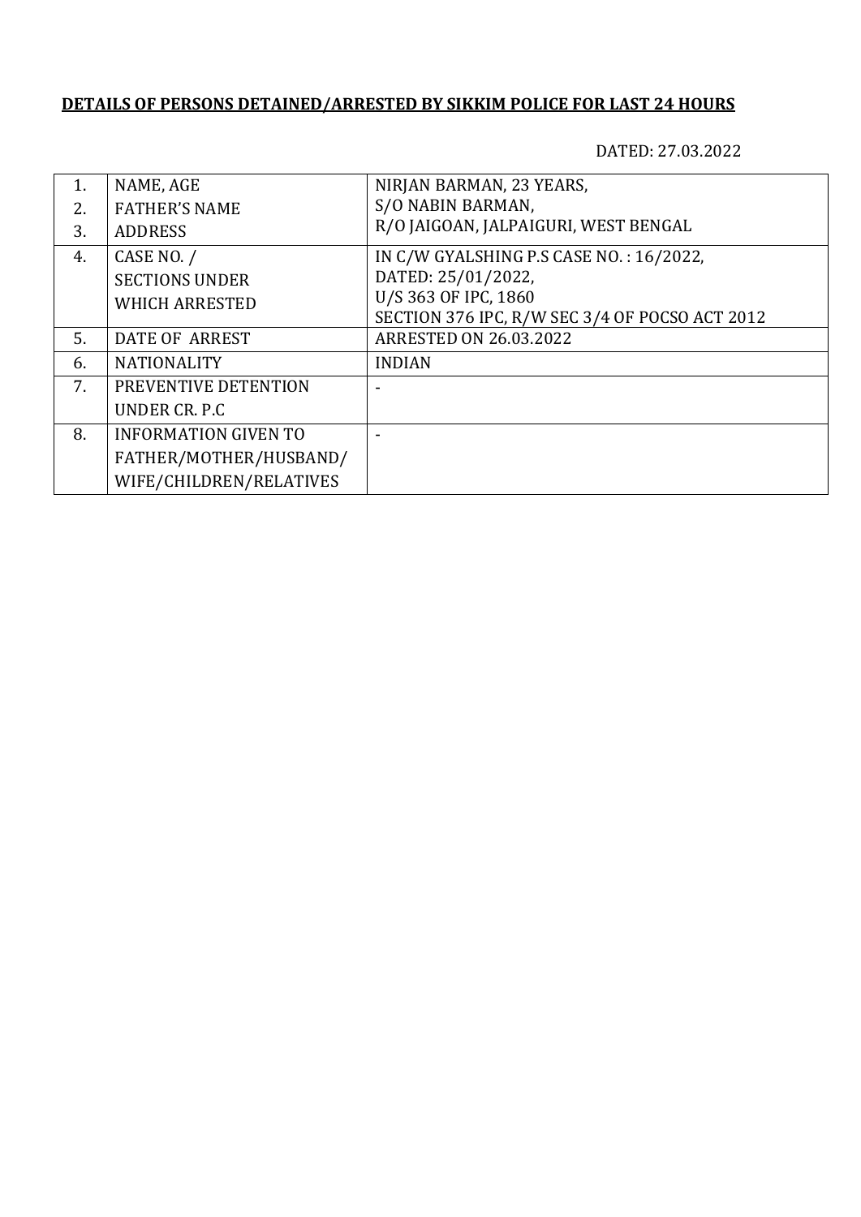**DETAILS OF PERSONS DETAINED/ARRESTED BY SIKKIM POLICE FOR LAST 24 HOURS**

DATED: 27.03.2022

| | | |
|---|---|---|
| 1.<br>2.<br>3. | NAME, AGE<br>FATHER'S NAME<br>ADDRESS | NIRJAN BARMAN, 23 YEARS,<br>S/O NABIN BARMAN,<br>R/O JAIGOAN, JALPAIGURI, WEST BENGAL |
| 4. | CASE NO. /<br>SECTIONS UNDER<br>WHICH ARRESTED | IN C/W GYALSHING P.S CASE NO. : 16/2022,<br>DATED: 25/01/2022,<br>U/S 363 OF IPC, 1860<br>SECTION 376 IPC, R/W SEC 3/4 OF POCSO ACT 2012 |
| 5. | DATE OF ARREST | ARRESTED ON 26.03.2022 |
| 6. | NATIONALITY | INDIAN |
| 7. | PREVENTIVE DETENTION UNDER CR. P.C | - |
| 8. | INFORMATION GIVEN TO FATHER/MOTHER/HUSBAND/ WIFE/CHILDREN/RELATIVES | - |